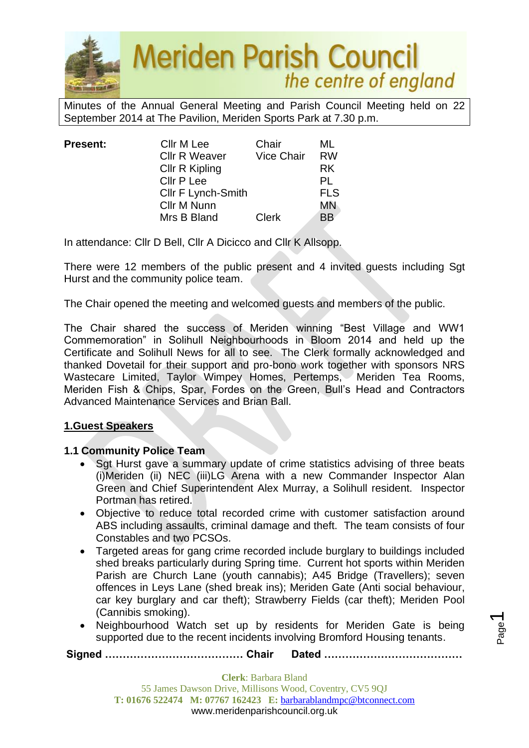# Meriden Parish Council
*the centre of england*

Minutes of the Annual General Meeting and Parish Council Meeting held on 22 September 2014 at The Pavilion, Meriden Sports Park at 7.30 p.m.

| **Present:** | | | |
|---|---|---|---|
| | Cllr M Lee | Chair | ML |
| | Cllr R Weaver | Vice Chair | RW |
| | Cllr R Kipling | | RK |
| | Cllr P Lee | | PL |
| | Cllr F Lynch-Smith | | FLS |
| | Cllr M Nunn | | MN |
| | Mrs B Bland | Clerk | BB |

In attendance: Cllr D Bell, Cllr A Dicicco and Cllr K Allsopp.

There were 12 members of the public present and 4 invited guests including Sgt Hurst and the community police team.

The Chair opened the meeting and welcomed guests and members of the public.

The Chair shared the success of Meriden winning "Best Village and WW1 Commemoration" in Solihull Neighbourhoods in Bloom 2014 and held up the Certificate and Solihull News for all to see. The Clerk formally acknowledged and thanked Dovetail for their support and pro-bono work together with sponsors NRS Wastecare Limited, Taylor Wimpey Homes, Pertemps, Meriden Tea Rooms, Meriden Fish & Chips, Spar, Fordes on the Green, Bull's Head and Contractors Advanced Maintenance Services and Brian Ball.

## 1.Guest Speakers

### 1.1 Community Police Team

- Sgt Hurst gave a summary update of crime statistics advising of three beats (i)Meriden (ii) NEC (iii)LG Arena with a new Commander Inspector Alan Green and Chief Superintendent Alex Murray, a Solihull resident. Inspector Portman has retired.
- Objective to reduce total recorded crime with customer satisfaction around ABS including assaults, criminal damage and theft. The team consists of four Constables and two PCSOs.
- Targeted areas for gang crime recorded include burglary to buildings included shed breaks particularly during Spring time. Current hot sports within Meriden Parish are Church Lane (youth cannabis); A45 Bridge (Travellers); seven offences in Leys Lane (shed break ins); Meriden Gate (Anti social behaviour, car key burglary and car theft); Strawberry Fields (car theft); Meriden Pool (Cannibis smoking).
- Neighbourhood Watch set up by residents for Meriden Gate is being supported due to the recent incidents involving Bromford Housing tenants.

**Signed ………………………………… Chair Dated …………………………………**

**Clerk**: Barbara Bland
55 James Dawson Drive, Millisons Wood, Coventry, CV5 9QJ
**T: 01676 522474 M: 07767 162423 E:** barbarablandmpc@btconnect.com
www.meridenparishcouncil.org.uk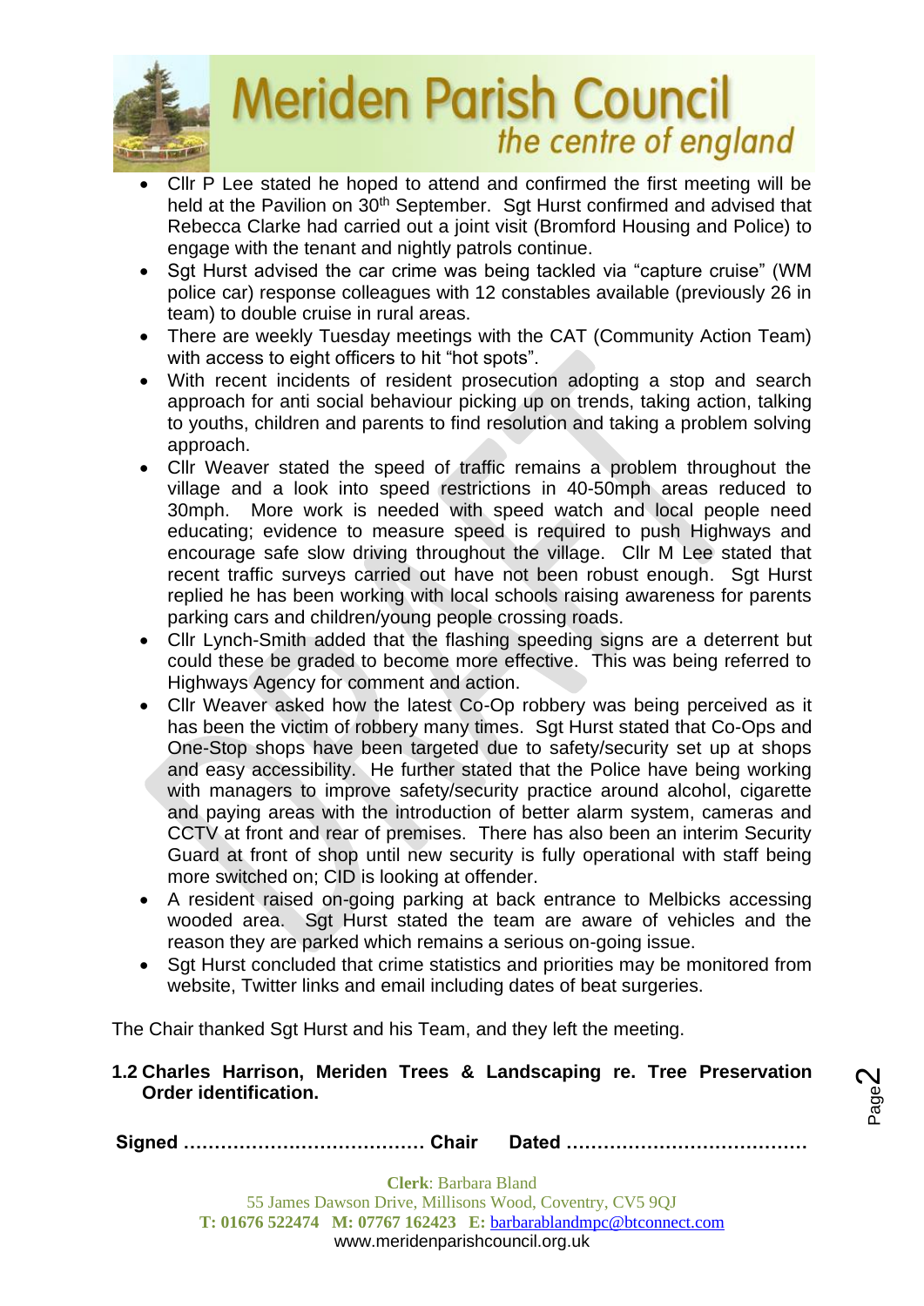- Cllr P Lee stated he hoped to attend and confirmed the first meeting will be held at the Pavilion on 30th September. Sgt Hurst confirmed and advised that Rebecca Clarke had carried out a joint visit (Bromford Housing and Police) to engage with the tenant and nightly patrols continue.
- Sgt Hurst advised the car crime was being tackled via "capture cruise" (WM police car) response colleagues with 12 constables available (previously 26 in team) to double cruise in rural areas.
- There are weekly Tuesday meetings with the CAT (Community Action Team) with access to eight officers to hit "hot spots".
- With recent incidents of resident prosecution adopting a stop and search approach for anti social behaviour picking up on trends, taking action, talking to youths, children and parents to find resolution and taking a problem solving approach.
- Cllr Weaver stated the speed of traffic remains a problem throughout the village and a look into speed restrictions in 40-50mph areas reduced to 30mph. More work is needed with speed watch and local people need educating; evidence to measure speed is required to push Highways and encourage safe slow driving throughout the village. Cllr M Lee stated that recent traffic surveys carried out have not been robust enough. Sgt Hurst replied he has been working with local schools raising awareness for parents parking cars and children/young people crossing roads.
- Cllr Lynch-Smith added that the flashing speeding signs are a deterrent but could these be graded to become more effective. This was being referred to Highways Agency for comment and action.
- Cllr Weaver asked how the latest Co-Op robbery was being perceived as it has been the victim of robbery many times. Sgt Hurst stated that Co-Ops and One-Stop shops have been targeted due to safety/security set up at shops and easy accessibility. He further stated that the Police have being working with managers to improve safety/security practice around alcohol, cigarette and paying areas with the introduction of better alarm system, cameras and CCTV at front and rear of premises. There has also been an interim Security Guard at front of shop until new security is fully operational with staff being more switched on; CID is looking at offender.
- A resident raised on-going parking at back entrance to Melbicks accessing wooded area. Sgt Hurst stated the team are aware of vehicles and the reason they are parked which remains a serious on-going issue.
- Sgt Hurst concluded that crime statistics and priorities may be monitored from website, Twitter links and email including dates of beat surgeries.

The Chair thanked Sgt Hurst and his Team, and they left the meeting.

**1.2 Charles Harrison, Meriden Trees & Landscaping re. Tree Preservation Order identification.**

**Signed ………………………………… Chair Dated …………………………………**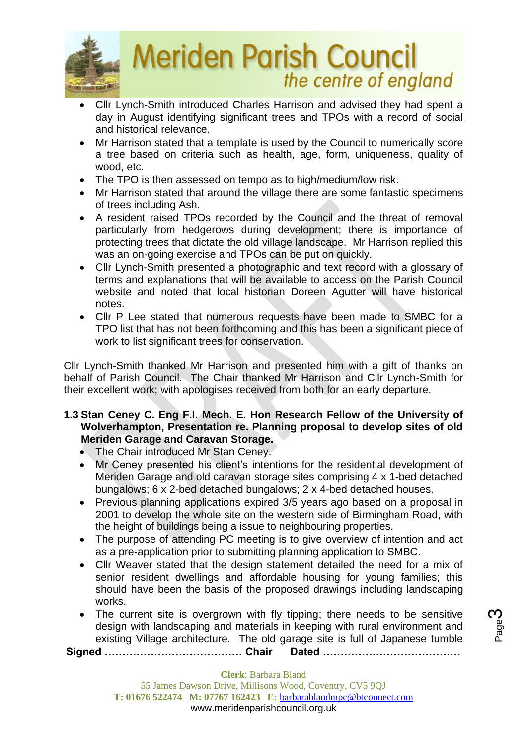- Cllr Lynch-Smith introduced Charles Harrison and advised they had spent a day in August identifying significant trees and TPOs with a record of social and historical relevance.
- Mr Harrison stated that a template is used by the Council to numerically score a tree based on criteria such as health, age, form, uniqueness, quality of wood, etc.
- The TPO is then assessed on tempo as to high/medium/low risk.
- Mr Harrison stated that around the village there are some fantastic specimens of trees including Ash.
- A resident raised TPOs recorded by the Council and the threat of removal particularly from hedgerows during development; there is importance of protecting trees that dictate the old village landscape. Mr Harrison replied this was an on-going exercise and TPOs can be put on quickly.
- Cllr Lynch-Smith presented a photographic and text record with a glossary of terms and explanations that will be available to access on the Parish Council website and noted that local historian Doreen Agutter will have historical notes.
- Cllr P Lee stated that numerous requests have been made to SMBC for a TPO list that has not been forthcoming and this has been a significant piece of work to list significant trees for conservation.

Cllr Lynch-Smith thanked Mr Harrison and presented him with a gift of thanks on behalf of Parish Council. The Chair thanked Mr Harrison and Cllr Lynch-Smith for their excellent work; with apologises received from both for an early departure.

**1.3 Stan Ceney C. Eng F.I. Mech. E. Hon Research Fellow of the University of Wolverhampton, Presentation re. Planning proposal to develop sites of old Meriden Garage and Caravan Storage.**

- The Chair introduced Mr Stan Ceney.
- Mr Ceney presented his client's intentions for the residential development of Meriden Garage and old caravan storage sites comprising 4 x 1-bed detached bungalows; 6 x 2-bed detached bungalows; 2 x 4-bed detached houses.
- Previous planning applications expired 3/5 years ago based on a proposal in 2001 to develop the whole site on the western side of Birmingham Road, with the height of buildings being a issue to neighbouring properties.
- The purpose of attending PC meeting is to give overview of intention and act as a pre-application prior to submitting planning application to SMBC.
- Cllr Weaver stated that the design statement detailed the need for a mix of senior resident dwellings and affordable housing for young families; this should have been the basis of the proposed drawings including landscaping works.
- The current site is overgrown with fly tipping; there needs to be sensitive design with landscaping and materials in keeping with rural environment and existing Village architecture. The old garage site is full of Japanese tumble

**Signed ………………………………… Chair Dated …………………………………**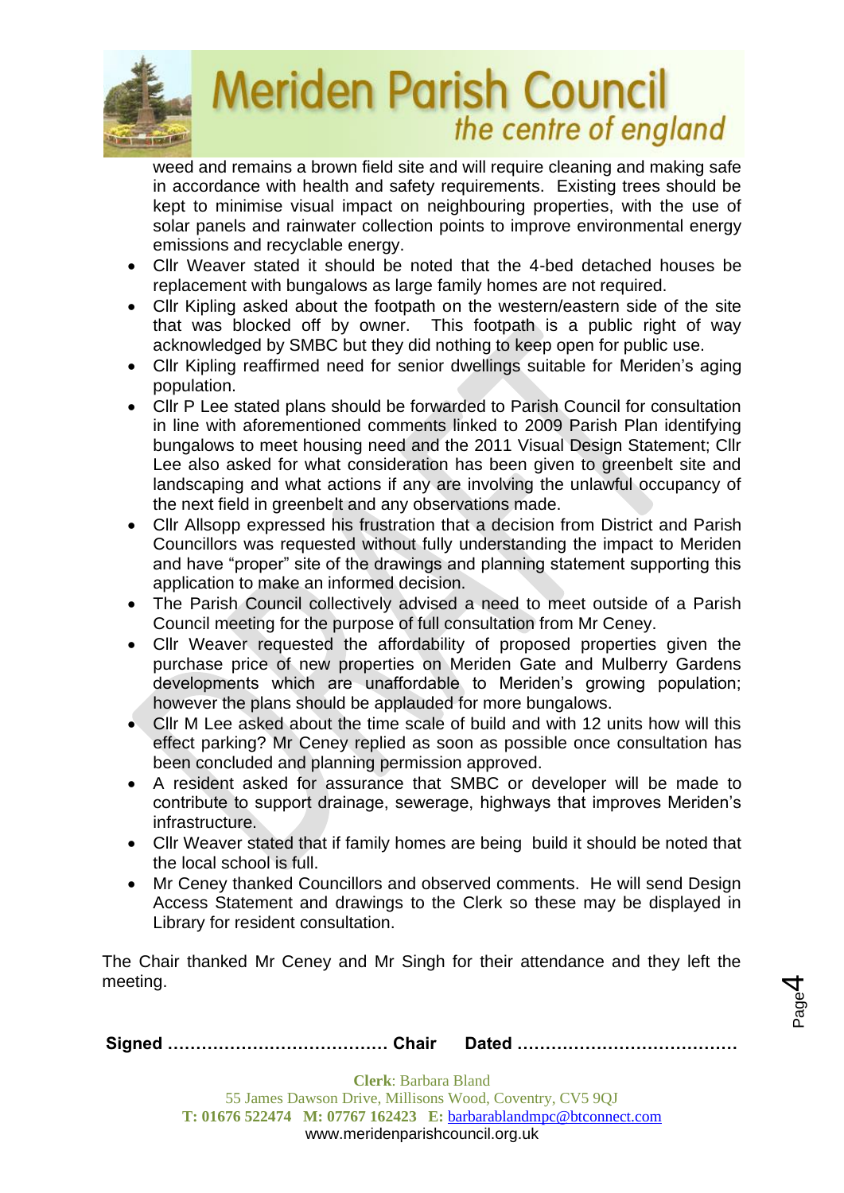weed and remains a brown field site and will require cleaning and making safe in accordance with health and safety requirements. Existing trees should be kept to minimise visual impact on neighbouring properties, with the use of solar panels and rainwater collection points to improve environmental energy emissions and recyclable energy.

- Cllr Weaver stated it should be noted that the 4-bed detached houses be replacement with bungalows as large family homes are not required.
- Cllr Kipling asked about the footpath on the western/eastern side of the site that was blocked off by owner. This footpath is a public right of way acknowledged by SMBC but they did nothing to keep open for public use.
- Cllr Kipling reaffirmed need for senior dwellings suitable for Meriden's aging population.
- Cllr P Lee stated plans should be forwarded to Parish Council for consultation in line with aforementioned comments linked to 2009 Parish Plan identifying bungalows to meet housing need and the 2011 Visual Design Statement; Cllr Lee also asked for what consideration has been given to greenbelt site and landscaping and what actions if any are involving the unlawful occupancy of the next field in greenbelt and any observations made.
- Cllr Allsopp expressed his frustration that a decision from District and Parish Councillors was requested without fully understanding the impact to Meriden and have "proper" site of the drawings and planning statement supporting this application to make an informed decision.
- The Parish Council collectively advised a need to meet outside of a Parish Council meeting for the purpose of full consultation from Mr Ceney.
- Cllr Weaver requested the affordability of proposed properties given the purchase price of new properties on Meriden Gate and Mulberry Gardens developments which are unaffordable to Meriden's growing population; however the plans should be applauded for more bungalows.
- Cllr M Lee asked about the time scale of build and with 12 units how will this effect parking? Mr Ceney replied as soon as possible once consultation has been concluded and planning permission approved.
- A resident asked for assurance that SMBC or developer will be made to contribute to support drainage, sewerage, highways that improves Meriden's infrastructure.
- Cllr Weaver stated that if family homes are being build it should be noted that the local school is full.
- Mr Ceney thanked Councillors and observed comments. He will send Design Access Statement and drawings to the Clerk so these may be displayed in Library for resident consultation.

The Chair thanked Mr Ceney and Mr Singh for their attendance and they left the meeting.

**Signed ………………………………… Chair Dated …………………………………**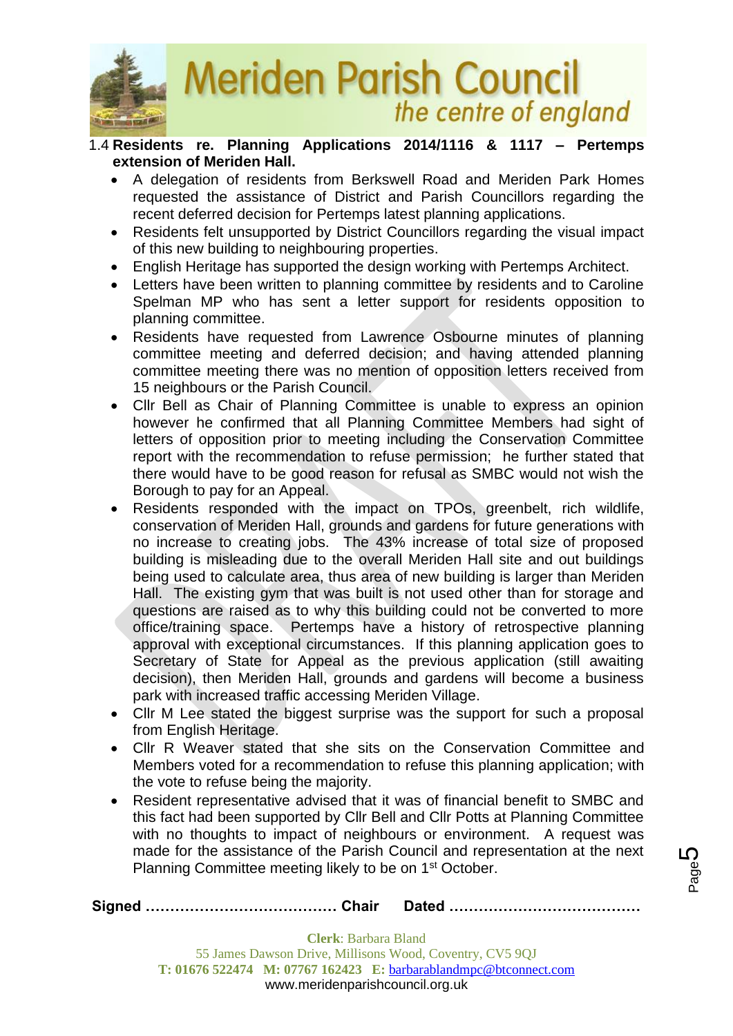1.4 **Residents re. Planning Applications 2014/1116 & 1117 – Pertemps extension of Meriden Hall.**

- A delegation of residents from Berkswell Road and Meriden Park Homes requested the assistance of District and Parish Councillors regarding the recent deferred decision for Pertemps latest planning applications.
- Residents felt unsupported by District Councillors regarding the visual impact of this new building to neighbouring properties.
- English Heritage has supported the design working with Pertemps Architect.
- Letters have been written to planning committee by residents and to Caroline Spelman MP who has sent a letter support for residents opposition to planning committee.
- Residents have requested from Lawrence Osbourne minutes of planning committee meeting and deferred decision; and having attended planning committee meeting there was no mention of opposition letters received from 15 neighbours or the Parish Council.
- Cllr Bell as Chair of Planning Committee is unable to express an opinion however he confirmed that all Planning Committee Members had sight of letters of opposition prior to meeting including the Conservation Committee report with the recommendation to refuse permission; he further stated that there would have to be good reason for refusal as SMBC would not wish the Borough to pay for an Appeal.
- Residents responded with the impact on TPOs, greenbelt, rich wildlife, conservation of Meriden Hall, grounds and gardens for future generations with no increase to creating jobs. The 43% increase of total size of proposed building is misleading due to the overall Meriden Hall site and out buildings being used to calculate area, thus area of new building is larger than Meriden Hall. The existing gym that was built is not used other than for storage and questions are raised as to why this building could not be converted to more office/training space. Pertemps have a history of retrospective planning approval with exceptional circumstances. If this planning application goes to Secretary of State for Appeal as the previous application (still awaiting decision), then Meriden Hall, grounds and gardens will become a business park with increased traffic accessing Meriden Village.
- Cllr M Lee stated the biggest surprise was the support for such a proposal from English Heritage.
- Cllr R Weaver stated that she sits on the Conservation Committee and Members voted for a recommendation to refuse this planning application; with the vote to refuse being the majority.
- Resident representative advised that it was of financial benefit to SMBC and this fact had been supported by Cllr Bell and Cllr Potts at Planning Committee with no thoughts to impact of neighbours or environment. A request was made for the assistance of the Parish Council and representation at the next Planning Committee meeting likely to be on 1st October.

**Signed ………………………………… Chair Dated …………………………………**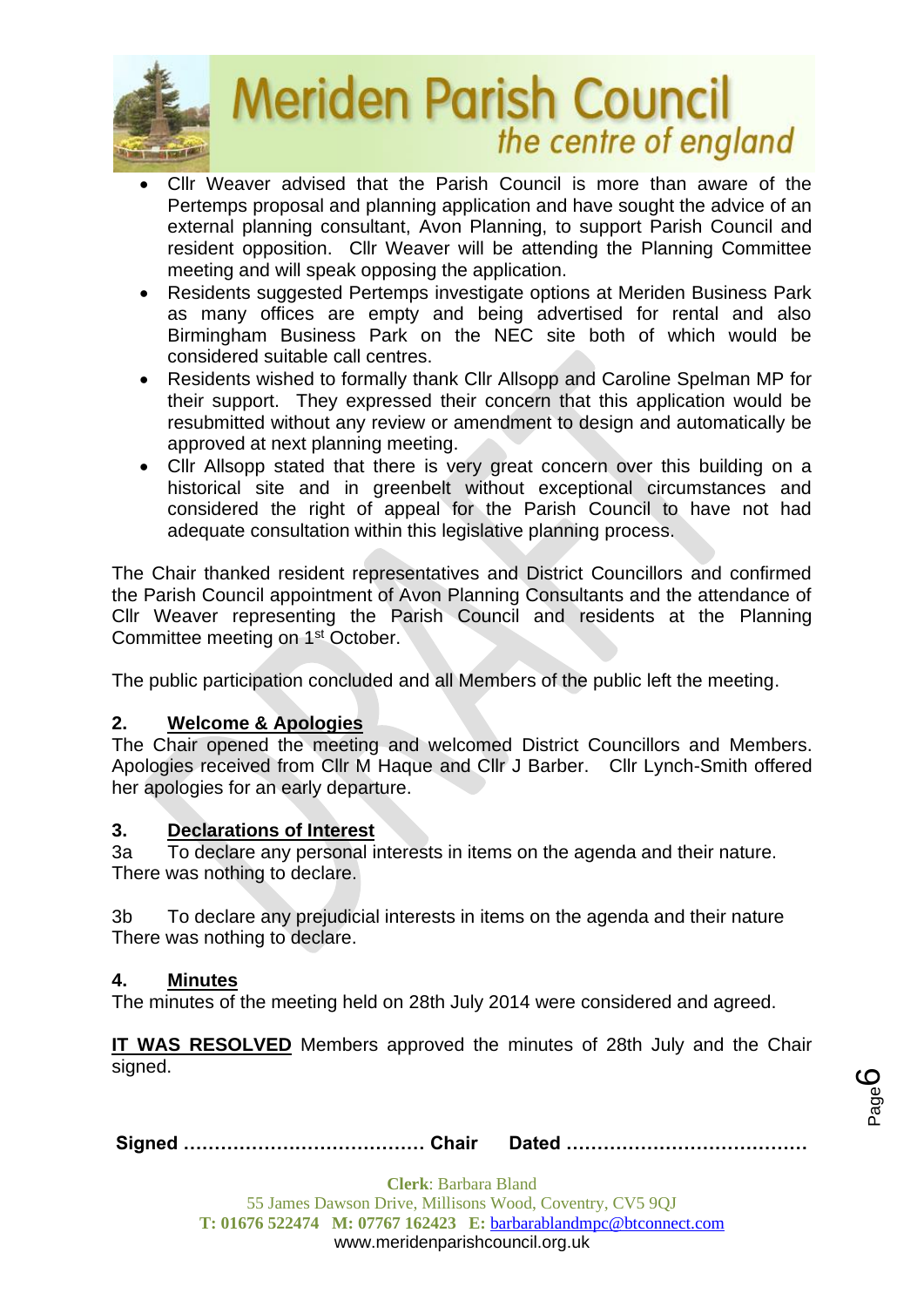- Cllr Weaver advised that the Parish Council is more than aware of the Pertemps proposal and planning application and have sought the advice of an external planning consultant, Avon Planning, to support Parish Council and resident opposition. Cllr Weaver will be attending the Planning Committee meeting and will speak opposing the application.
- Residents suggested Pertemps investigate options at Meriden Business Park as many offices are empty and being advertised for rental and also Birmingham Business Park on the NEC site both of which would be considered suitable call centres.
- Residents wished to formally thank Cllr Allsopp and Caroline Spelman MP for their support. They expressed their concern that this application would be resubmitted without any review or amendment to design and automatically be approved at next planning meeting.
- Cllr Allsopp stated that there is very great concern over this building on a historical site and in greenbelt without exceptional circumstances and considered the right of appeal for the Parish Council to have not had adequate consultation within this legislative planning process.

The Chair thanked resident representatives and District Councillors and confirmed the Parish Council appointment of Avon Planning Consultants and the attendance of Cllr Weaver representing the Parish Council and residents at the Planning Committee meeting on 1st October.

The public participation concluded and all Members of the public left the meeting.

## 2. Welcome & Apologies

The Chair opened the meeting and welcomed District Councillors and Members. Apologies received from Cllr M Haque and Cllr J Barber. Cllr Lynch-Smith offered her apologies for an early departure.

## 3. Declarations of Interest

3a To declare any personal interests in items on the agenda and their nature.
There was nothing to declare.

3b To declare any prejudicial interests in items on the agenda and their nature
There was nothing to declare.

## 4. Minutes

The minutes of the meeting held on 28th July 2014 were considered and agreed.

**IT WAS RESOLVED** Members approved the minutes of 28th July and the Chair signed.

**Signed ………………………………… Chair Dated …………………………………**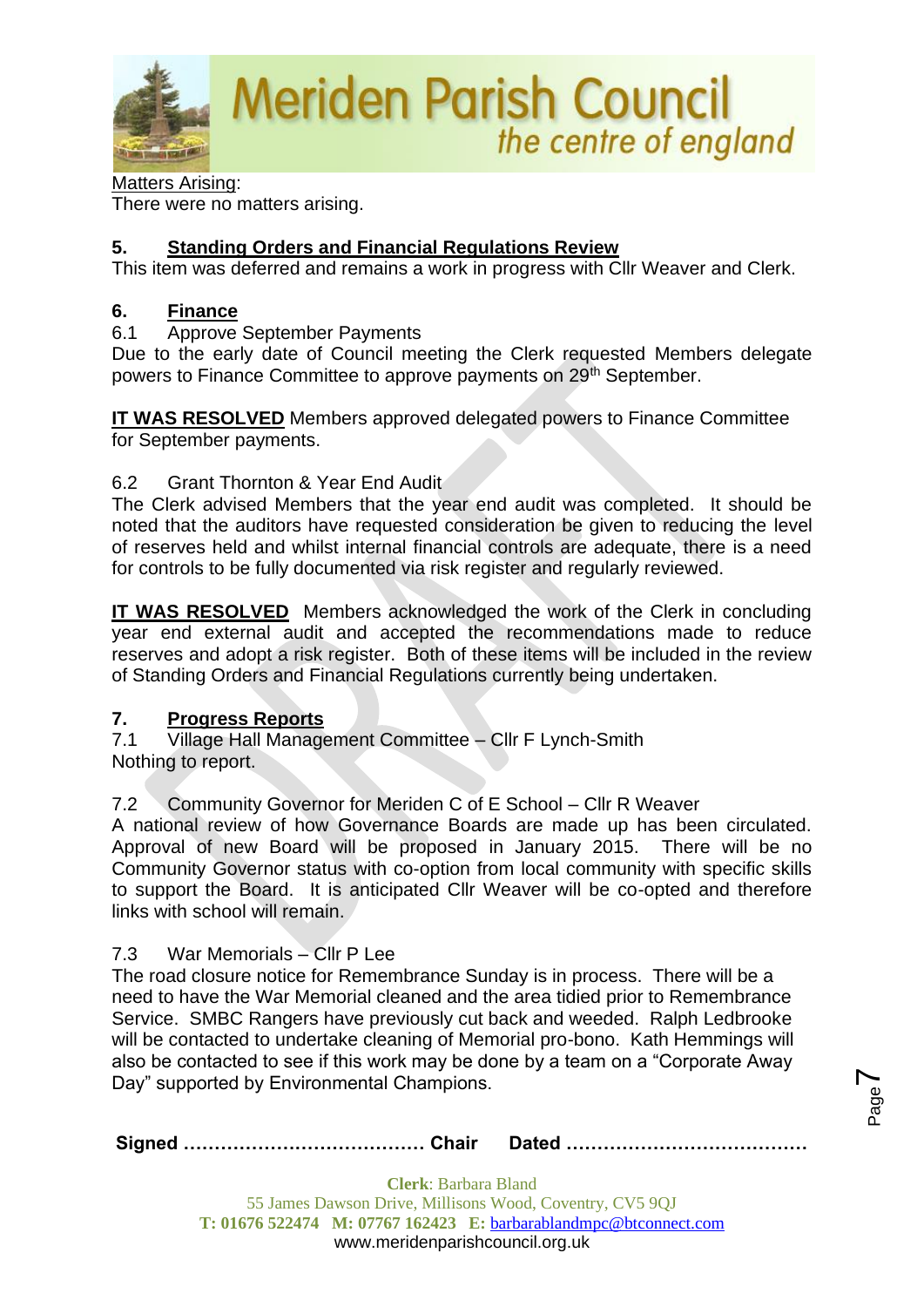Matters Arising:
There were no matters arising.

## 5. Standing Orders and Financial Regulations Review

This item was deferred and remains a work in progress with Cllr Weaver and Clerk.

## 6. Finance

6.1 Approve September Payments

Due to the early date of Council meeting the Clerk requested Members delegate powers to Finance Committee to approve payments on 29th September.

**IT WAS RESOLVED** Members approved delegated powers to Finance Committee for September payments.

6.2 Grant Thornton & Year End Audit

The Clerk advised Members that the year end audit was completed. It should be noted that the auditors have requested consideration be given to reducing the level of reserves held and whilst internal financial controls are adequate, there is a need for controls to be fully documented via risk register and regularly reviewed.

**IT WAS RESOLVED** Members acknowledged the work of the Clerk in concluding year end external audit and accepted the recommendations made to reduce reserves and adopt a risk register. Both of these items will be included in the review of Standing Orders and Financial Regulations currently being undertaken.

## 7. Progress Reports

7.1 Village Hall Management Committee – Cllr F Lynch-Smith

Nothing to report.

7.2 Community Governor for Meriden C of E School – Cllr R Weaver

A national review of how Governance Boards are made up has been circulated. Approval of new Board will be proposed in January 2015. There will be no Community Governor status with co-option from local community with specific skills to support the Board. It is anticipated Cllr Weaver will be co-opted and therefore links with school will remain.

7.3 War Memorials – Cllr P Lee

The road closure notice for Remembrance Sunday is in process. There will be a need to have the War Memorial cleaned and the area tidied prior to Remembrance Service. SMBC Rangers have previously cut back and weeded. Ralph Ledbrooke will be contacted to undertake cleaning of Memorial pro-bono. Kath Hemmings will also be contacted to see if this work may be done by a team on a "Corporate Away Day" supported by Environmental Champions.

**Signed** ………………………………… **Chair** **Dated** …………………………………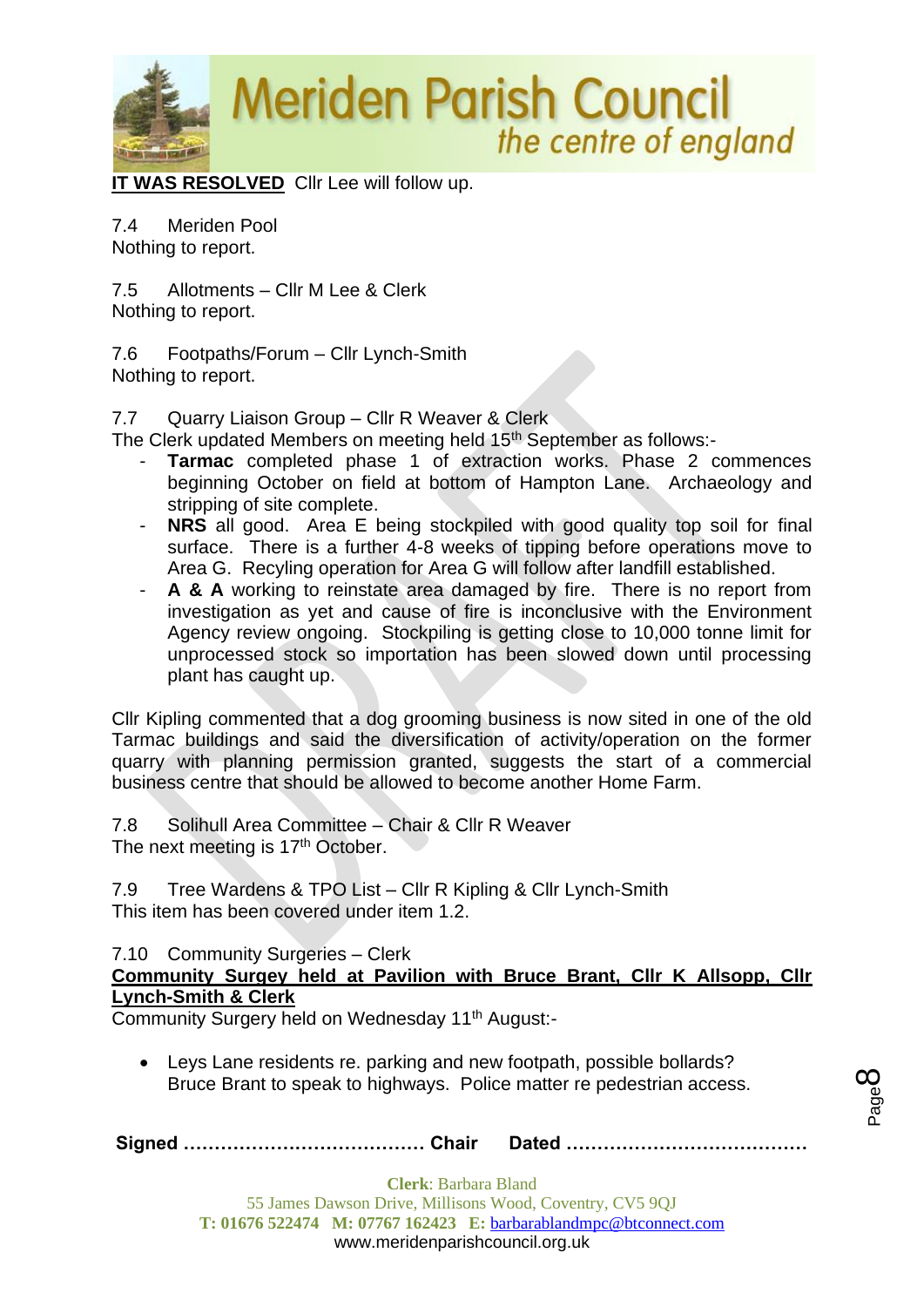**IT WAS RESOLVED** Cllr Lee will follow up.

7.4 Meriden Pool
Nothing to report.

7.5 Allotments – Cllr M Lee & Clerk
Nothing to report.

7.6 Footpaths/Forum – Cllr Lynch-Smith
Nothing to report.

7.7 Quarry Liaison Group – Cllr R Weaver & Clerk
The Clerk updated Members on meeting held 15th September as follows:-

- **Tarmac** completed phase 1 of extraction works. Phase 2 commences beginning October on field at bottom of Hampton Lane. Archaeology and stripping of site complete.
- **NRS** all good. Area E being stockpiled with good quality top soil for final surface. There is a further 4-8 weeks of tipping before operations move to Area G. Recyling operation for Area G will follow after landfill established.
- **A & A** working to reinstate area damaged by fire. There is no report from investigation as yet and cause of fire is inconclusive with the Environment Agency review ongoing. Stockpiling is getting close to 10,000 tonne limit for unprocessed stock so importation has been slowed down until processing plant has caught up.

Cllr Kipling commented that a dog grooming business is now sited in one of the old Tarmac buildings and said the diversification of activity/operation on the former quarry with planning permission granted, suggests the start of a commercial business centre that should be allowed to become another Home Farm.

7.8 Solihull Area Committee – Chair & Cllr R Weaver
The next meeting is 17th October.

7.9 Tree Wardens & TPO List – Cllr R Kipling & Cllr Lynch-Smith
This item has been covered under item 1.2.

7.10 Community Surgeries – Clerk
**Community Surgey held at Pavilion with Bruce Brant, Cllr K Allsopp, Cllr Lynch-Smith & Clerk**
Community Surgery held on Wednesday 11th August:-

- Leys Lane residents re. parking and new footpath, possible bollards? Bruce Brant to speak to highways. Police matter re pedestrian access.

**Signed ………………………………… Chair Dated …………………………………**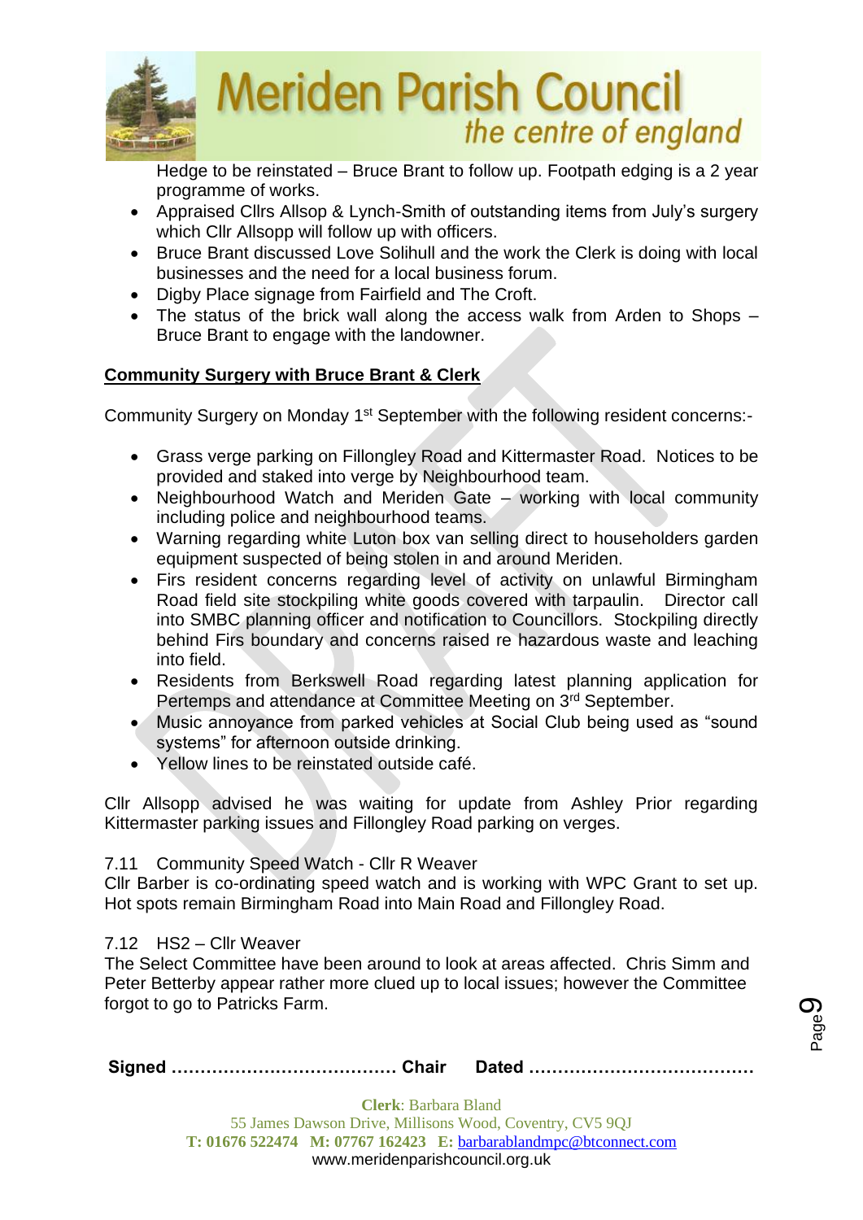Hedge to be reinstated – Bruce Brant to follow up. Footpath edging is a 2 year programme of works.

- Appraised Cllrs Allsop & Lynch-Smith of outstanding items from July's surgery which Cllr Allsopp will follow up with officers.
- Bruce Brant discussed Love Solihull and the work the Clerk is doing with local businesses and the need for a local business forum.
- Digby Place signage from Fairfield and The Croft.
- The status of the brick wall along the access walk from Arden to Shops – Bruce Brant to engage with the landowner.

**Community Surgery with Bruce Brant & Clerk**

Community Surgery on Monday 1st September with the following resident concerns:-

- Grass verge parking on Fillongley Road and Kittermaster Road. Notices to be provided and staked into verge by Neighbourhood team.
- Neighbourhood Watch and Meriden Gate – working with local community including police and neighbourhood teams.
- Warning regarding white Luton box van selling direct to householders garden equipment suspected of being stolen in and around Meriden.
- Firs resident concerns regarding level of activity on unlawful Birmingham Road field site stockpiling white goods covered with tarpaulin. Director call into SMBC planning officer and notification to Councillors. Stockpiling directly behind Firs boundary and concerns raised re hazardous waste and leaching into field.
- Residents from Berkswell Road regarding latest planning application for Pertemps and attendance at Committee Meeting on 3rd September.
- Music annoyance from parked vehicles at Social Club being used as "sound systems" for afternoon outside drinking.
- Yellow lines to be reinstated outside café.

Cllr Allsopp advised he was waiting for update from Ashley Prior regarding Kittermaster parking issues and Fillongley Road parking on verges.

7.11 Community Speed Watch - Cllr R Weaver

Cllr Barber is co-ordinating speed watch and is working with WPC Grant to set up. Hot spots remain Birmingham Road into Main Road and Fillongley Road.

7.12 HS2 – Cllr Weaver

The Select Committee have been around to look at areas affected. Chris Simm and Peter Betterby appear rather more clued up to local issues; however the Committee forgot to go to Patricks Farm.

**Signed ………………………………… Chair Dated …………………………………**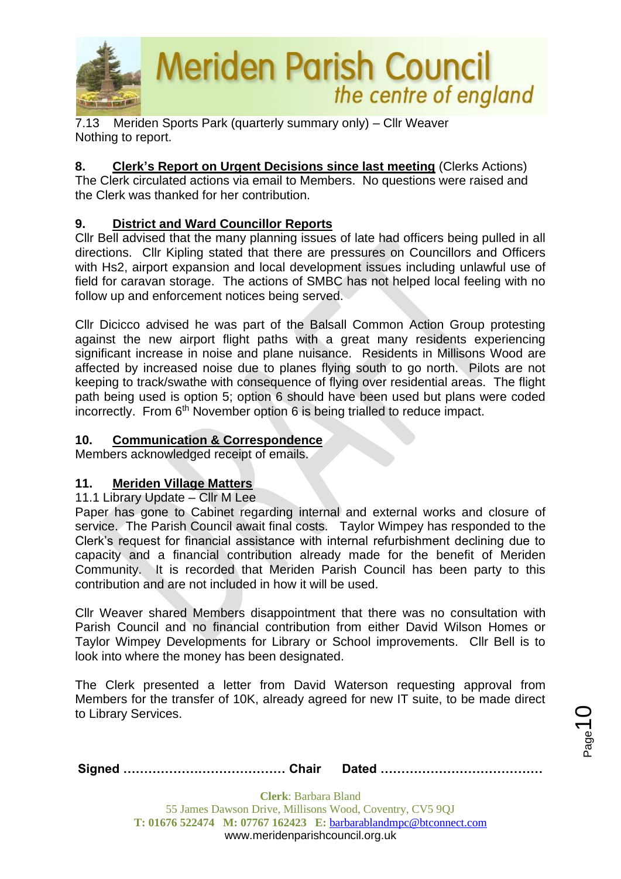7.13 Meriden Sports Park (quarterly summary only) – Cllr Weaver
Nothing to report.

## 8. Clerk's Report on Urgent Decisions since last meeting (Clerks Actions)

The Clerk circulated actions via email to Members. No questions were raised and the Clerk was thanked for her contribution.

## 9. District and Ward Councillor Reports

Cllr Bell advised that the many planning issues of late had officers being pulled in all directions. Cllr Kipling stated that there are pressures on Councillors and Officers with Hs2, airport expansion and local development issues including unlawful use of field for caravan storage. The actions of SMBC has not helped local feeling with no follow up and enforcement notices being served.

Cllr Dicicco advised he was part of the Balsall Common Action Group protesting against the new airport flight paths with a great many residents experiencing significant increase in noise and plane nuisance. Residents in Millisons Wood are affected by increased noise due to planes flying south to go north. Pilots are not keeping to track/swathe with consequence of flying over residential areas. The flight path being used is option 5; option 6 should have been used but plans were coded incorrectly. From 6th November option 6 is being trialled to reduce impact.

## 10. Communication & Correspondence

Members acknowledged receipt of emails.

## 11. Meriden Village Matters

11.1 Library Update – Cllr M Lee

Paper has gone to Cabinet regarding internal and external works and closure of service. The Parish Council await final costs. Taylor Wimpey has responded to the Clerk's request for financial assistance with internal refurbishment declining due to capacity and a financial contribution already made for the benefit of Meriden Community. It is recorded that Meriden Parish Council has been party to this contribution and are not included in how it will be used.

Cllr Weaver shared Members disappointment that there was no consultation with Parish Council and no financial contribution from either David Wilson Homes or Taylor Wimpey Developments for Library or School improvements. Cllr Bell is to look into where the money has been designated.

The Clerk presented a letter from David Waterson requesting approval from Members for the transfer of 10K, already agreed for new IT suite, to be made direct to Library Services.

**Signed ………………………………… Chair Dated …………………………………**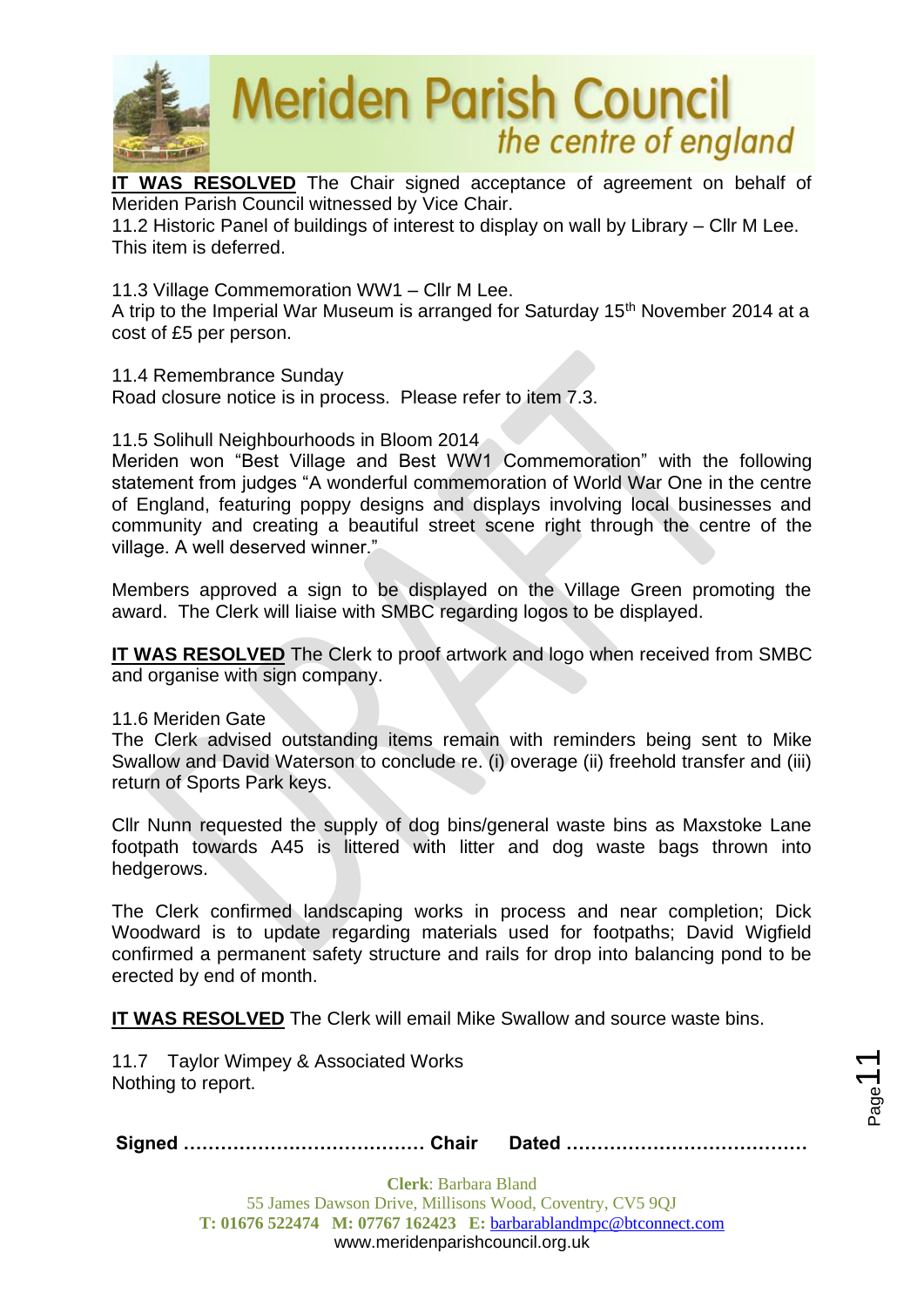**IT WAS RESOLVED** The Chair signed acceptance of agreement on behalf of Meriden Parish Council witnessed by Vice Chair.

11.2 Historic Panel of buildings of interest to display on wall by Library – Cllr M Lee. This item is deferred.

11.3 Village Commemoration WW1 – Cllr M Lee.
A trip to the Imperial War Museum is arranged for Saturday 15th November 2014 at a cost of £5 per person.

11.4 Remembrance Sunday
Road closure notice is in process. Please refer to item 7.3.

11.5 Solihull Neighbourhoods in Bloom 2014
Meriden won "Best Village and Best WW1 Commemoration" with the following statement from judges "A wonderful commemoration of World War One in the centre of England, featuring poppy designs and displays involving local businesses and community and creating a beautiful street scene right through the centre of the village. A well deserved winner."

Members approved a sign to be displayed on the Village Green promoting the award. The Clerk will liaise with SMBC regarding logos to be displayed.

**IT WAS RESOLVED** The Clerk to proof artwork and logo when received from SMBC and organise with sign company.

11.6 Meriden Gate
The Clerk advised outstanding items remain with reminders being sent to Mike Swallow and David Waterson to conclude re. (i) overage (ii) freehold transfer and (iii) return of Sports Park keys.

Cllr Nunn requested the supply of dog bins/general waste bins as Maxstoke Lane footpath towards A45 is littered with litter and dog waste bags thrown into hedgerows.

The Clerk confirmed landscaping works in process and near completion; Dick Woodward is to update regarding materials used for footpaths; David Wigfield confirmed a permanent safety structure and rails for drop into balancing pond to be erected by end of month.

**IT WAS RESOLVED** The Clerk will email Mike Swallow and source waste bins.

11.7 Taylor Wimpey & Associated Works
Nothing to report.

**Signed ………………………………… Chair Dated …………………………………**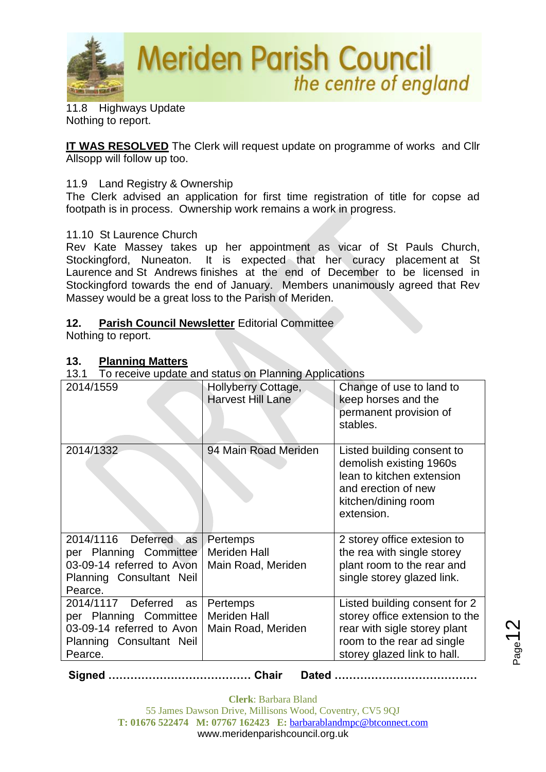11.8 Highways Update
Nothing to report.

**IT WAS RESOLVED** The Clerk will request update on programme of works and Cllr Allsopp will follow up too.

11.9 Land Registry & Ownership
The Clerk advised an application for first time registration of title for copse ad footpath is in process. Ownership work remains a work in progress.

11.10 St Laurence Church
Rev Kate Massey takes up her appointment as vicar of St Pauls Church, Stockingford, Nuneaton. It is expected that her curacy placement at St Laurence and St Andrews finishes at the end of December to be licensed in Stockingford towards the end of January. Members unanimously agreed that Rev Massey would be a great loss to the Parish of Meriden.

## 12. Parish Council Newsletter Editorial Committee
Nothing to report.

## 13. Planning Matters
13.1 To receive update and status on Planning Applications

| | | |
|---|---|---|
| 2014/1559 | Hollyberry Cottage, Harvest Hill Lane | Change of use to land to keep horses and the permanent provision of stables. |
| 2014/1332 | 94 Main Road Meriden | Listed building consent to demolish existing 1960s lean to kitchen extension and erection of new kitchen/dining room extension. |
| 2014/1116 Deferred as per Planning Committee 03-09-14 referred to Avon Planning Consultant Neil Pearce. | Pertemps Meriden Hall Main Road, Meriden | 2 storey office extesion to the rea with single storey plant room to the rear and single storey glazed link. |
| 2014/1117 Deferred as per Planning Committee 03-09-14 referred to Avon Planning Consultant Neil Pearce. | Pertemps Meriden Hall Main Road, Meriden | Listed building consent for 2 storey office extension to the rear with sigle storey plant room to the rear ad single storey glazed link to hall. |

**Signed ………………………………… Chair Dated …………………………………**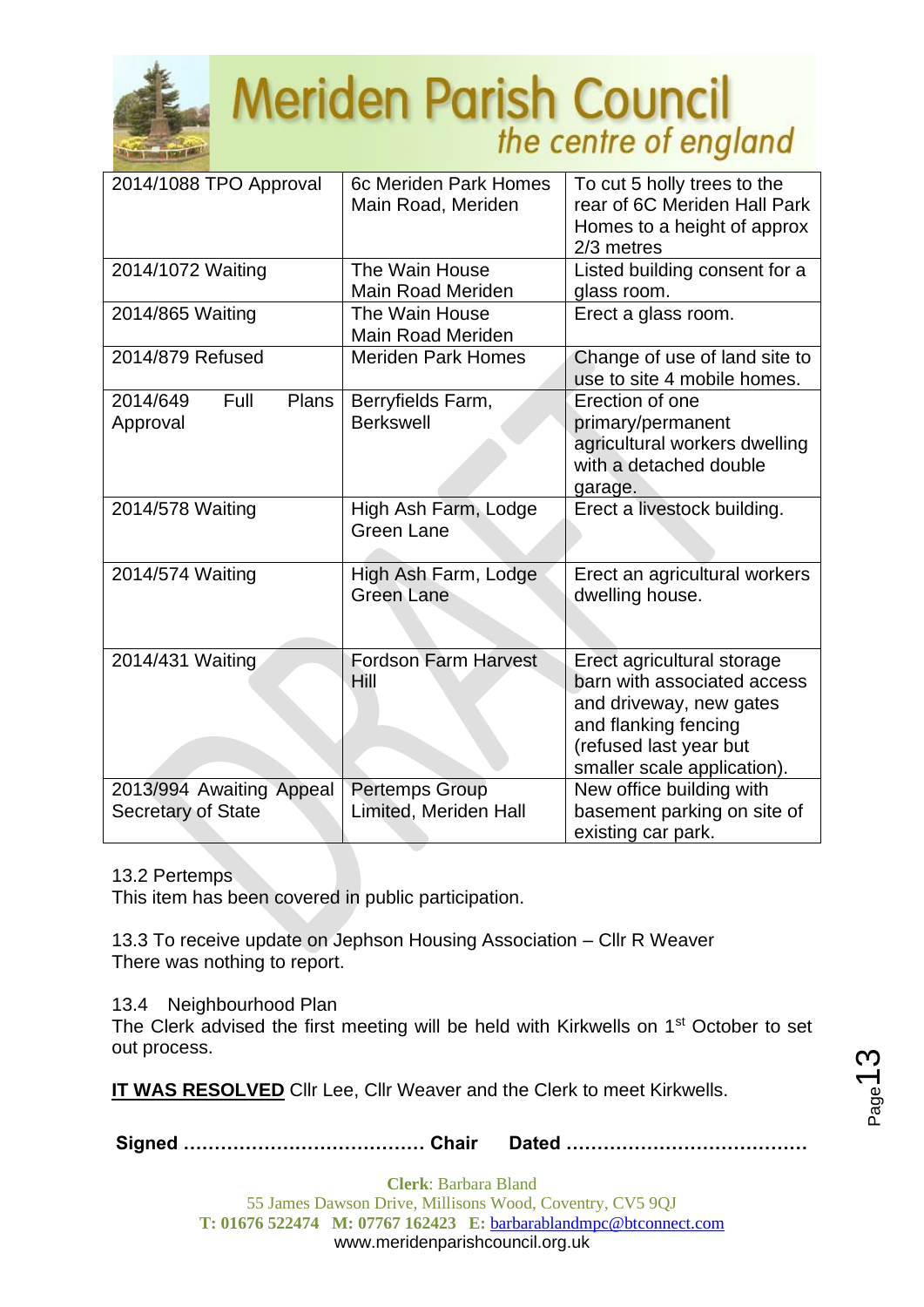| 2014/1088 TPO Approval | 6c Meriden Park Homes Main Road, Meriden | To cut 5 holly trees to the rear of 6C Meriden Hall Park Homes to a height of approx 2/3 metres |
|---|---|---|
| 2014/1072 Waiting | The Wain House Main Road Meriden | Listed building consent for a glass room. |
| 2014/865 Waiting | The Wain House Main Road Meriden | Erect a glass room. |
| 2014/879 Refused | Meriden Park Homes | Change of use of land site to use to site 4 mobile homes. |
| 2014/649 Full Plans Approval | Berryfields Farm, Berkswell | Erection of one primary/permanent agricultural workers dwelling with a detached double garage. |
| 2014/578 Waiting | High Ash Farm, Lodge Green Lane | Erect a livestock building. |
| 2014/574 Waiting | High Ash Farm, Lodge Green Lane | Erect an agricultural workers dwelling house. |
| 2014/431 Waiting | Fordson Farm Harvest Hill | Erect agricultural storage barn with associated access and driveway, new gates and flanking fencing (refused last year but smaller scale application). |
| 2013/994 Awaiting Appeal Secretary of State | Pertemps Group Limited, Meriden Hall | New office building with basement parking on site of existing car park. |

13.2 Pertemps
This item has been covered in public participation.

13.3 To receive update on Jephson Housing Association – Cllr R Weaver
There was nothing to report.

13.4 Neighbourhood Plan
The Clerk advised the first meeting will be held with Kirkwells on 1st October to set out process.

**IT WAS RESOLVED** Cllr Lee, Cllr Weaver and the Clerk to meet Kirkwells.

**Signed ………………………………… Chair Dated …………………………………**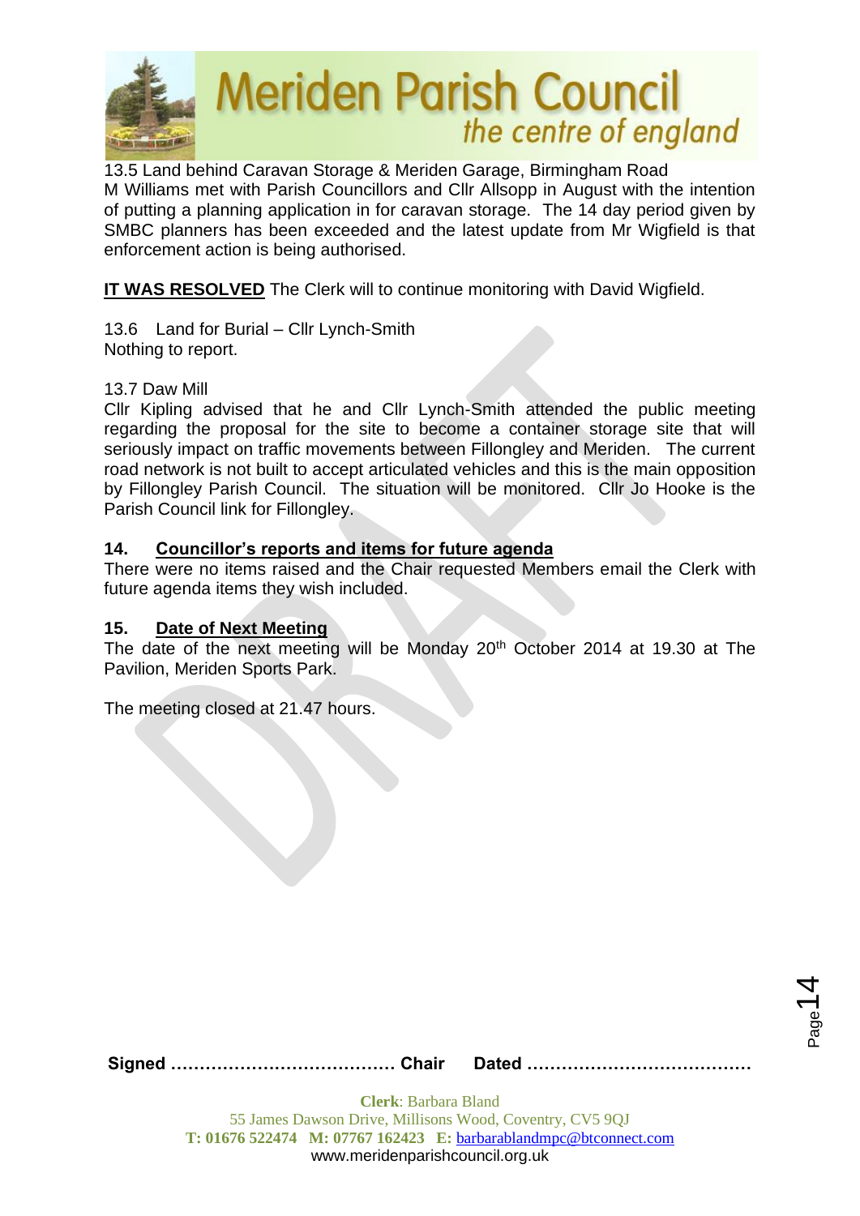13.5 Land behind Caravan Storage & Meriden Garage, Birmingham Road
M Williams met with Parish Councillors and Cllr Allsopp in August with the intention of putting a planning application in for caravan storage. The 14 day period given by SMBC planners has been exceeded and the latest update from Mr Wigfield is that enforcement action is being authorised.

**IT WAS RESOLVED** The Clerk will to continue monitoring with David Wigfield.

13.6 Land for Burial – Cllr Lynch-Smith
Nothing to report.

13.7 Daw Mill
Cllr Kipling advised that he and Cllr Lynch-Smith attended the public meeting regarding the proposal for the site to become a container storage site that will seriously impact on traffic movements between Fillongley and Meriden. The current road network is not built to accept articulated vehicles and this is the main opposition by Fillongley Parish Council. The situation will be monitored. Cllr Jo Hooke is the Parish Council link for Fillongley.

## 14. Councillor's reports and items for future agenda

There were no items raised and the Chair requested Members email the Clerk with future agenda items they wish included.

## 15. Date of Next Meeting

The date of the next meeting will be Monday 20th October 2014 at 19.30 at The Pavilion, Meriden Sports Park.

The meeting closed at 21.47 hours.

**Signed ………………………………… Chair Dated …………………………………**